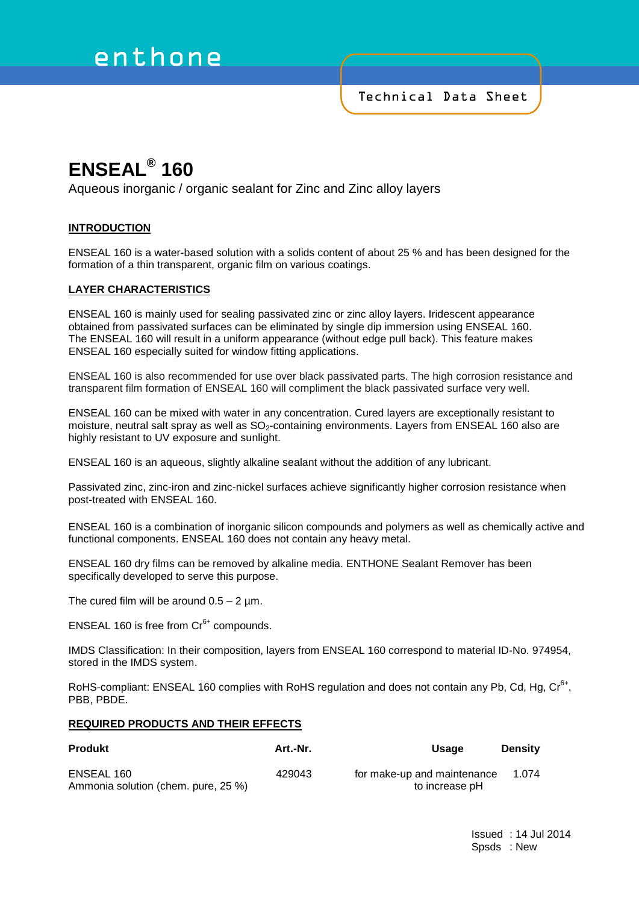enthone

Technical Data Sheet

# ENSEAL® 160

Aqueous inorganic / organic sealant for Zinc and Zinc alloy layers

## INTRODUCTION

ENSEAL 160 is a water-based solution with a solids content of about 25 % and has been designed for the formation of a thin transparent, organic film on various coatings.

## LAYER CHARACTERISTICS

ENSEAL 160 is mainly used for sealing passivated zinc or zinc alloy layers. Iridescent appearance obtained from passivated surfaces can be eliminated by single dip immersion using ENSEAL 160. The ENSEAL 160 will result in a uniform appearance (without edge pull back). This feature makes ENSEAL 160 especially suited for window fitting applications.

ENSEAL 160 is also recommended for use over black passivated parts. The high corrosion resistance and transparent film formation of ENSEAL 160 will compliment the black passivated surface very well.

ENSEAL 160 can be mixed with water in any concentration. Cured layers are exceptionally resistant to moisture, neutral salt spray as well as $SO_2$-containing environments. Layers from ENSEAL 160 also are highly resistant to UV exposure and sunlight.

ENSEAL 160 is an aqueous, slightly alkaline sealant without the addition of any lubricant.

Passivated zinc, zinc-iron and zinc-nickel surfaces achieve significantly higher corrosion resistance when post-treated with ENSEAL 160.

ENSEAL 160 is a combination of inorganic silicon compounds and polymers as well as chemically active and functional components. ENSEAL 160 does not contain any heavy metal.

ENSEAL 160 dry films can be removed by alkaline media. ENTHONE Sealant Remover has been specifically developed to serve this purpose.

The cured film will be around 0.5 – 2 µm.

ENSEAL 160 is free from $Cr^{6+}$ compounds.

IMDS Classification: In their composition, layers from ENSEAL 160 correspond to material ID-No. 974954, stored in the IMDS system.

RoHS-compliant: ENSEAL 160 complies with RoHS regulation and does not contain any Pb, Cd, Hg, $Cr^{6+}$, PBB, PBDE.

## REQUIRED PRODUCTS AND THEIR EFFECTS

| Produkt | Art.-Nr. | Usage | Density |
|---|---|---|---|
| ENSEAL 160 | 429043 | for make-up and maintenance | 1.074 |
| Ammonia solution (chem. pure, 25 %) | | to increase pH | |

Issued : 14 Jul 2014
Spsds : New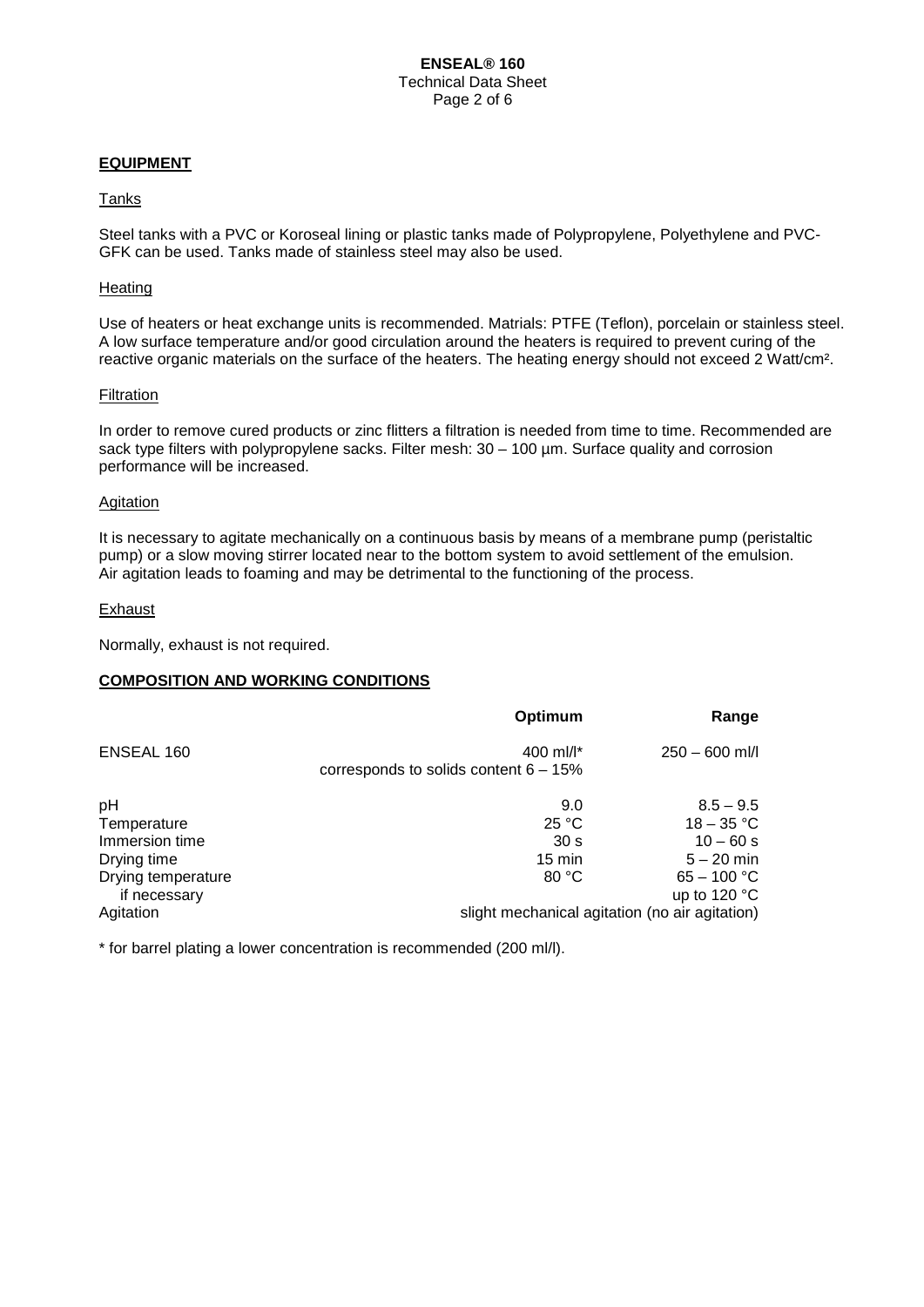## EQUIPMENT

### Tanks

Steel tanks with a PVC or Koroseal lining or plastic tanks made of Polypropylene, Polyethylene and PVC-GFK can be used. Tanks made of stainless steel may also be used.

### Heating

Use of heaters or heat exchange units is recommended. Matrials: PTFE (Teflon), porcelain or stainless steel. A low surface temperature and/or good circulation around the heaters is required to prevent curing of the reactive organic materials on the surface of the heaters. The heating energy should not exceed 2 Watt/cm².

### Filtration

In order to remove cured products or zinc flitters a filtration is needed from time to time. Recommended are sack type filters with polypropylene sacks. Filter mesh: 30 – 100 µm. Surface quality and corrosion performance will be increased.

### Agitation

It is necessary to agitate mechanically on a continuous basis by means of a membrane pump (peristaltic pump) or a slow moving stirrer located near to the bottom system to avoid settlement of the emulsion. Air agitation leads to foaming and may be detrimental to the functioning of the process.

### Exhaust

Normally, exhaust is not required.

## COMPOSITION AND WORKING CONDITIONS

| | Optimum | Range |
|---|---|---|
| ENSEAL 160 | 400 ml/l* corresponds to solids content 6 – 15% | 250 – 600 ml/l |
| pH | 9.0 | 8.5 – 9.5 |
| Temperature | 25 °C | 18 – 35 °C |
| Immersion time | 30 s | 10 – 60 s |
| Drying time | 15 min | 5 – 20 min |
| Drying temperature | 80 °C | 65 – 100 °C |
| if necessary | | up to 120 °C |
| Agitation | slight mechanical agitation (no air agitation) | |

* for barrel plating a lower concentration is recommended (200 ml/l).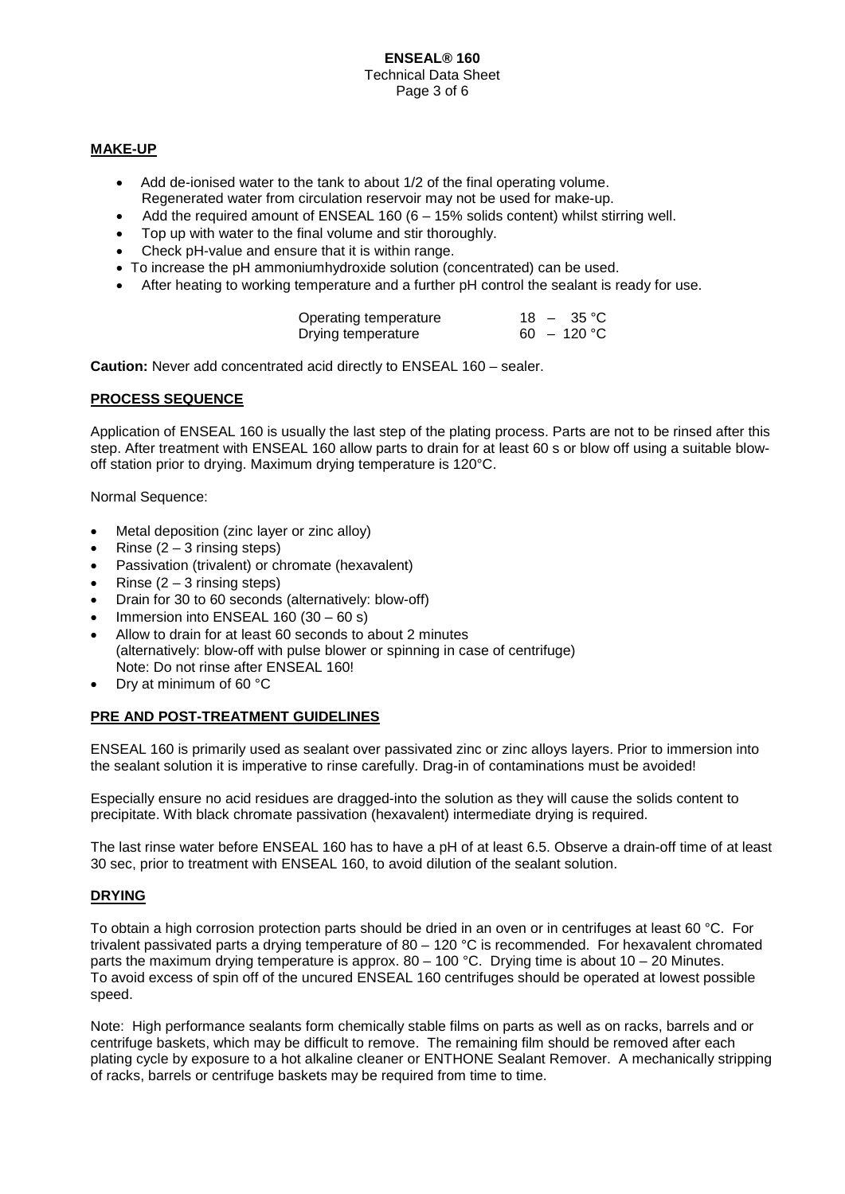## MAKE-UP

- Add de-ionised water to the tank to about 1/2 of the final operating volume. Regenerated water from circulation reservoir may not be used for make-up.
- Add the required amount of ENSEAL 160 (6 – 15% solids content) whilst stirring well.
- Top up with water to the final volume and stir thoroughly.
- Check pH-value and ensure that it is within range.
- To increase the pH ammoniumhydroxide solution (concentrated) can be used.
- After heating to working temperature and a further pH control the sealant is ready for use.

| | |
|---|---|
| Operating temperature | 18 – 35 °C |
| Drying temperature | 60 – 120 °C |

**Caution:** Never add concentrated acid directly to ENSEAL 160 – sealer.

## PROCESS SEQUENCE

Application of ENSEAL 160 is usually the last step of the plating process. Parts are not to be rinsed after this step. After treatment with ENSEAL 160 allow parts to drain for at least 60 s or blow off using a suitable blow-off station prior to drying. Maximum drying temperature is 120°C.

Normal Sequence:

- Metal deposition (zinc layer or zinc alloy)
- Rinse (2 – 3 rinsing steps)
- Passivation (trivalent) or chromate (hexavalent)
- Rinse (2 – 3 rinsing steps)
- Drain for 30 to 60 seconds (alternatively: blow-off)
- Immersion into ENSEAL 160 (30 – 60 s)
- Allow to drain for at least 60 seconds to about 2 minutes (alternatively: blow-off with pulse blower or spinning in case of centrifuge) Note: Do not rinse after ENSEAL 160!
- Dry at minimum of 60 °C

## PRE AND POST-TREATMENT GUIDELINES

ENSEAL 160 is primarily used as sealant over passivated zinc or zinc alloys layers. Prior to immersion into the sealant solution it is imperative to rinse carefully. Drag-in of contaminations must be avoided!

Especially ensure no acid residues are dragged-into the solution as they will cause the solids content to precipitate. With black chromate passivation (hexavalent) intermediate drying is required.

The last rinse water before ENSEAL 160 has to have a pH of at least 6.5. Observe a drain-off time of at least 30 sec, prior to treatment with ENSEAL 160, to avoid dilution of the sealant solution.

## DRYING

To obtain a high corrosion protection parts should be dried in an oven or in centrifuges at least 60 °C. For trivalent passivated parts a drying temperature of 80 – 120 °C is recommended. For hexavalent chromated parts the maximum drying temperature is approx. 80 – 100 °C. Drying time is about 10 – 20 Minutes. To avoid excess of spin off of the uncured ENSEAL 160 centrifuges should be operated at lowest possible speed.

Note: High performance sealants form chemically stable films on parts as well as on racks, barrels and or centrifuge baskets, which may be difficult to remove. The remaining film should be removed after each plating cycle by exposure to a hot alkaline cleaner or ENTHONE Sealant Remover. A mechanically stripping of racks, barrels or centrifuge baskets may be required from time to time.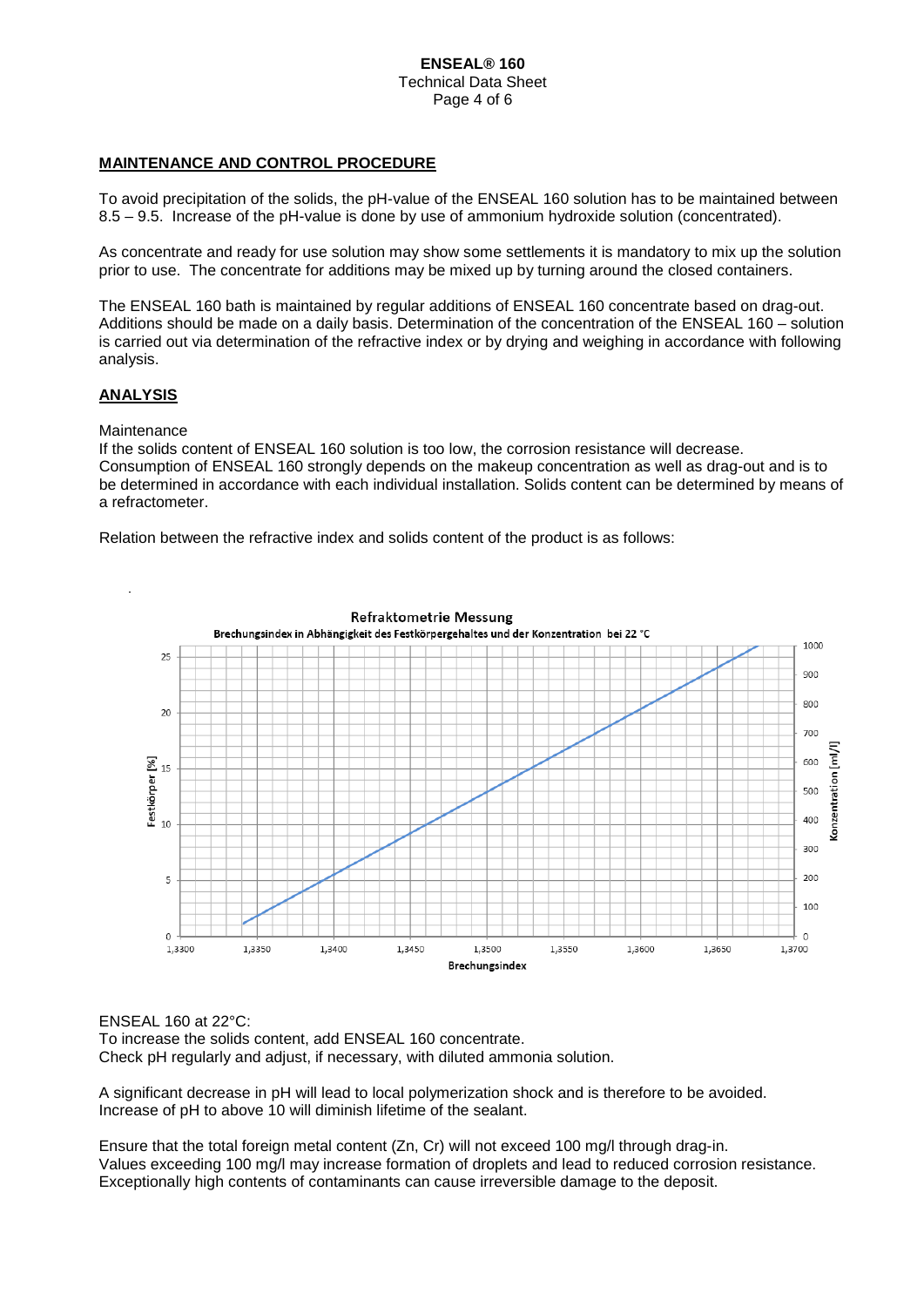## MAINTENANCE AND CONTROL PROCEDURE

To avoid precipitation of the solids, the pH-value of the ENSEAL 160 solution has to be maintained between 8.5 – 9.5. Increase of the pH-value is done by use of ammonium hydroxide solution (concentrated).

As concentrate and ready for use solution may show some settlements it is mandatory to mix up the solution prior to use. The concentrate for additions may be mixed up by turning around the closed containers.

The ENSEAL 160 bath is maintained by regular additions of ENSEAL 160 concentrate based on drag-out. Additions should be made on a daily basis. Determination of the concentration of the ENSEAL 160 – solution is carried out via determination of the refractive index or by drying and weighing in accordance with following analysis.

## ANALYSIS

Maintenance

If the solids content of ENSEAL 160 solution is too low, the corrosion resistance will decrease. Consumption of ENSEAL 160 strongly depends on the makeup concentration as well as drag-out and is to be determined in accordance with each individual installation. Solids content can be determined by means of a refractometer.

Relation between the refractive index and solids content of the product is as follows:

**Refraktometrie Messung**

**Brechungsindex in Abhängigkeit des Festkörpergehaltes und der Konzentration bei 22 °C**

(Chart: x-axis "Brechungsindex" 1,3300 – 1,3700; left y-axis "Festkörper [%]" 0 – 25; right y-axis "Konzentration [ml/l]" 0 – 1000)

ENSEAL 160 at 22°C:

To increase the solids content, add ENSEAL 160 concentrate.

Check pH regularly and adjust, if necessary, with diluted ammonia solution.

A significant decrease in pH will lead to local polymerization shock and is therefore to be avoided. Increase of pH to above 10 will diminish lifetime of the sealant.

Ensure that the total foreign metal content (Zn, Cr) will not exceed 100 mg/l through drag-in. Values exceeding 100 mg/l may increase formation of droplets and lead to reduced corrosion resistance. Exceptionally high contents of contaminants can cause irreversible damage to the deposit.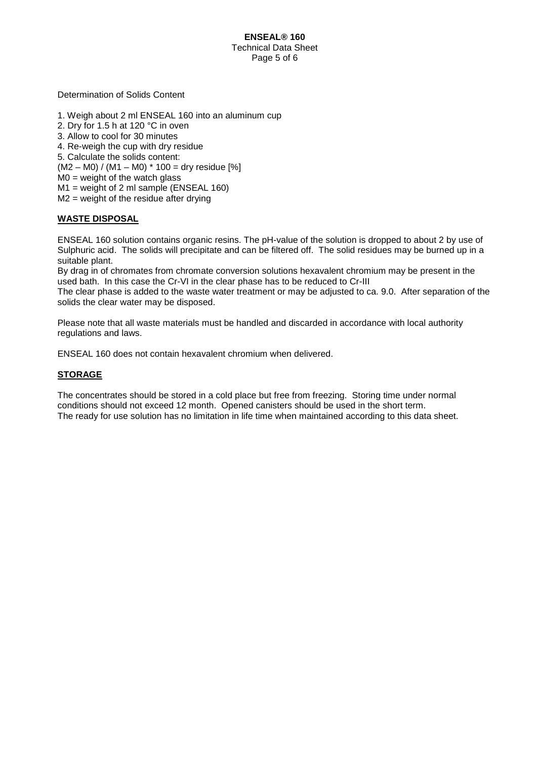Determination of Solids Content

1. Weigh about 2 ml ENSEAL 160 into an aluminum cup
2. Dry for 1.5 h at 120 °C in oven
3. Allow to cool for 30 minutes
4. Re-weigh the cup with dry residue
5. Calculate the solids content:

$(M2 – M0) / (M1 – M0) * 100$ = dry residue [%]
M0 = weight of the watch glass
M1 = weight of 2 ml sample (ENSEAL 160)
M2 = weight of the residue after drying

## WASTE DISPOSAL

ENSEAL 160 solution contains organic resins. The pH-value of the solution is dropped to about 2 by use of Sulphuric acid. The solids will precipitate and can be filtered off. The solid residues may be burned up in a suitable plant.
By drag in of chromates from chromate conversion solutions hexavalent chromium may be present in the used bath. In this case the Cr-VI in the clear phase has to be reduced to Cr-III
The clear phase is added to the waste water treatment or may be adjusted to ca. 9.0. After separation of the solids the clear water may be disposed.

Please note that all waste materials must be handled and discarded in accordance with local authority regulations and laws.

ENSEAL 160 does not contain hexavalent chromium when delivered.

## STORAGE

The concentrates should be stored in a cold place but free from freezing. Storing time under normal conditions should not exceed 12 month. Opened canisters should be used in the short term.
The ready for use solution has no limitation in life time when maintained according to this data sheet.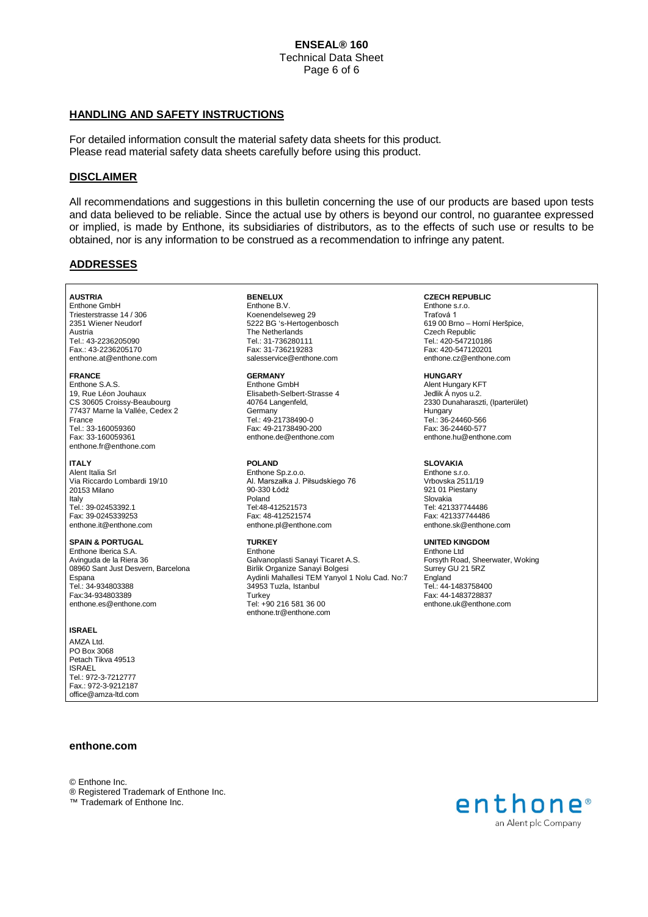## HANDLING AND SAFETY INSTRUCTIONS

For detailed information consult the material safety data sheets for this product.
Please read material safety data sheets carefully before using this product.

## DISCLAIMER

All recommendations and suggestions in this bulletin concerning the use of our products are based upon tests and data believed to be reliable. Since the actual use by others is beyond our control, no guarantee expressed or implied, is made by Enthone, its subsidiaries of distributors, as to the effects of such use or results to be obtained, nor is any information to be construed as a recommendation to infringe any patent.

## ADDRESSES

**AUSTRIA**
Enthone GmbH
Triesterstrasse 14 / 306
2351 Wiener Neudorf
Austria
Tel.: 43-2236205090
Fax.: 43-2236205170
enthone.at@enthone.com

**BENELUX**
Enthone B.V.
Koenendelseweg 29
5222 BG 's-Hertogenbosch
The Netherlands
Tel.: 31-736280111
Fax: 31-736219283
salesservice@enthone.com

**CZECH REPUBLIC**
Enthone s.r.o.
Traťová 1
619 00 Brno – Horní Heršpice,
Czech Republic
Tel.: 420-547210186
Fax: 420-547120201
enthone.cz@enthone.com

**FRANCE**
Enthone S.A.S.
19, Rue Léon Jouhaux
CS 30605 Croissy-Beaubourg
77437 Marne la Vallée, Cedex 2
France
Tel.: 33-160059360
Fax: 33-160059361
enthone.fr@enthone.com

**GERMANY**
Enthone GmbH
Elisabeth-Selbert-Strasse 4
40764 Langenfeld,
Germany
Tel.: 49-21738490-0
Fax: 49-21738490-200
enthone.de@enthone.com

**HUNGARY**
Alent Hungary KFT
Jedlik Á nyos u.2.
2330 Dunaharaszti, (Iparterület)
Hungary
Tel.: 36-24460-566
Fax: 36-24460-577
enthone.hu@enthone.com

**ITALY**
Alent Italia Srl
Via Riccardo Lombardi 19/10
20153 Milano
Italy
Tel.: 39-02453392.1
Fax: 39-0245339253
enthone.it@enthone.com

**POLAND**
Enthone Sp.z.o.o.
Al. Marszałka J. Piłsudskiego 76
90-330 Łódź
Poland
Tel:48-412521573
Fax: 48-412521574
enthone.pl@enthone.com

**SLOVAKIA**
Enthone s.r.o.
Vrbovska 2511/19
921 01 Piestany
Slovakia
Tel: 421337744486
Fax: 421337744486
enthone.sk@enthone.com

**SPAIN & PORTUGAL**
Enthone Iberica S.A.
Avinguda de la Riera 36
08960 Sant Just Desvern, Barcelona
Espana
Tel.: 34-934803388
Fax:34-934803389
enthone.es@enthone.com

**TURKEY**
Enthone
Galvanoplasti Sanayi Ticaret A.S.
Birlik Organize Sanayi Bolgesi
Aydinli Mahallesi TEM Yanyol 1 Nolu Cad. No:7
34953 Tuzla, Istanbul
Turkey
Tel: +90 216 581 36 00
enthone.tr@enthone.com

**UNITED KINGDOM**
Enthone Ltd
Forsyth Road, Sheerwater, Woking
Surrey GU 21 5RZ
England
Tel.: 44-1483758400
Fax: 44-1483728837
enthone.uk@enthone.com

**ISRAEL**
AMZA Ltd.
PO Box 3068
Petach Tikva 49513
ISRAEL
Tel.: 972-3-7212777
Fax.: 972-3-9212187
office@amza-ltd.com

**enthone.com**

© Enthone Inc.
® Registered Trademark of Enthone Inc.
™ Trademark of Enthone Inc.

enthone®
an Alent plc Company